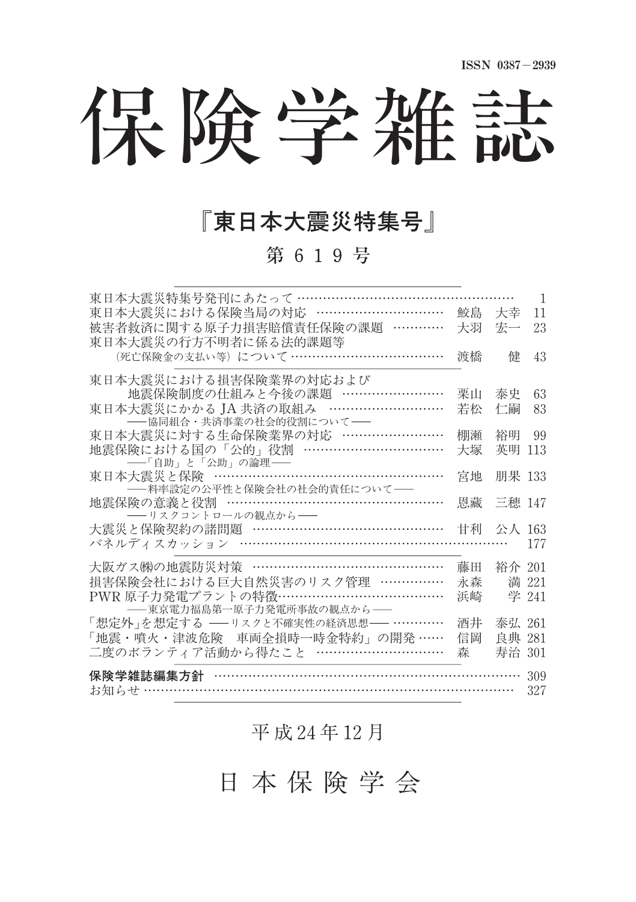ISSN 0387－2939

# 保険学雑誌

## 『東日本大震災特集号』

### 第 6 1 9 号

| | | |
|---|---|---|
| 東日本大震災特集号発刊にあたって | | 1 |
| 東日本大震災における保険当局の対応 | 鮫島　大幸 | 11 |
| 被害者救済に関する原子力損害賠償責任保険の課題 | 大羽　宏一 | 23 |
| 東日本大震災の行方不明者に係る法的課題等（死亡保険金の支払い等）について | 渡橋　　健 | 43 |
| 東日本大震災における損害保険業界の対応および地震保険制度の仕組みと今後の課題 | 栗山　泰史 | 63 |
| 東日本大震災にかかる JA 共済の取組み ――協同組合・共済事業の社会的役割について―― | 若松　仁嗣 | 83 |
| 東日本大震災に対する生命保険業界の対応 | 棚瀬　裕明 | 99 |
| 地震保険における国の「公的」役割 ――「自助」と「公助」の論理―― | 大塚　英明 | 113 |
| 東日本大震災と保険 ――料率設定の公平性と保険会社の社会的責任について―― | 宮地　朋果 | 133 |
| 地震保険の意義と役割 ――リスクコントロールの観点から―― | 恩藏　三穂 | 147 |
| 大震災と保険契約の諸問題 | 甘利　公人 | 163 |
| パネルディスカッション | | 177 |
| 大阪ガス㈱の地震防災対策 | 藤田　裕介 | 201 |
| 損害保険会社における巨大自然災害のリスク管理 | 永森　　満 | 221 |
| PWR 原子力発電プラントの特徴 ――東京電力福島第一原子力発電所事故の観点から―― | 浜崎　　学 | 241 |
| 「想定外」を想定する ――リスクと不確実性の経済思想―― | 酒井　泰弘 | 261 |
| 「地震・噴火・津波危険　車両全損時一時金特約」の開発 | 信岡　良典 | 281 |
| 二度のボランティア活動から得たこと | 森　　寿治 | 301 |
| **保険学雑誌編集方針** | | 309 |
| お知らせ | | 327 |

平成24年12月

日本保険学会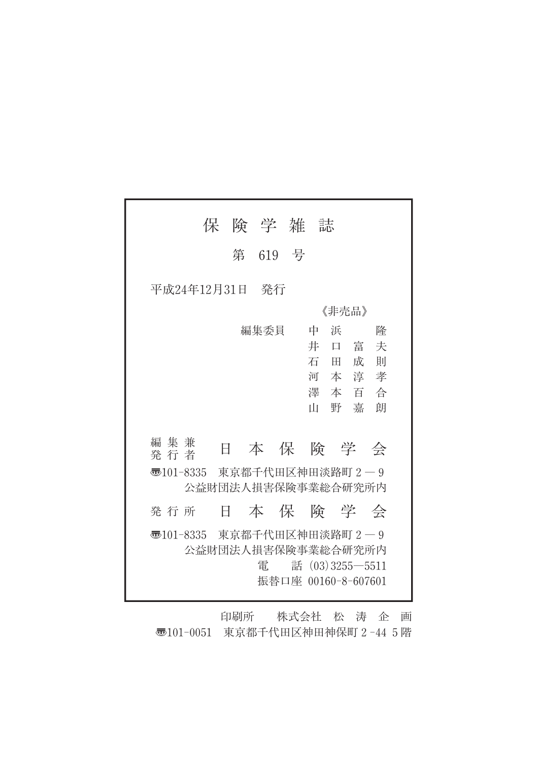# 保険学雑誌

## 第 619 号

平成24年12月31日　発行

《非売品》

編集委員　中 浜 　 隆
井 口 富 夫
石 田 成 則
河 本 淳 孝
澤 本 百 合
山 野 嘉 朗

編集兼発行者　日 本 保 険 学 会

〒101-8335　東京都千代田区神田淡路町 2 — 9
公益財団法人損害保険事業総合研究所内

発行所　日 本 保 険 学 会

〒101-8335　東京都千代田区神田淡路町 2 — 9
公益財団法人損害保険事業総合研究所内
電　話 (03)3255—5511
振替口座 00160-8-607601

印刷所　株式会社　松 涛 企 画
〒101-0051　東京都千代田区神田神保町 2 -44 5 階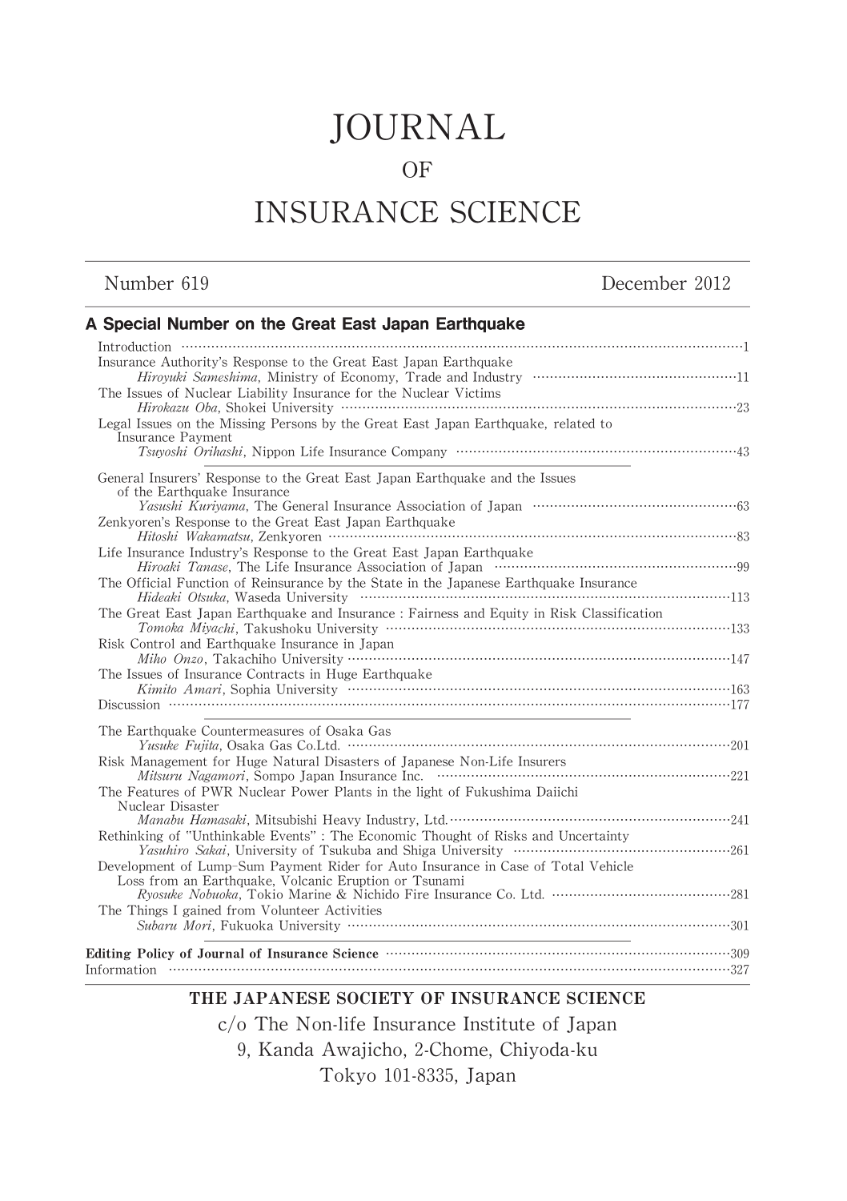# JOURNAL

OF

# INSURANCE SCIENCE

Number 619 December 2012

## A Special Number on the Great East Japan Earthquake

Introduction ……1

Insurance Authority's Response to the Great East Japan Earthquake
*Hiroyuki Sameshima*, Ministry of Economy, Trade and Industry ……11

The Issues of Nuclear Liability Insurance for the Nuclear Victims
*Hirokazu Oba*, Shokei University ……23

Legal Issues on the Missing Persons by the Great East Japan Earthquake, related to Insurance Payment
*Tsuyoshi Orihashi*, Nippon Life Insurance Company ……43

---

General Insurers' Response to the Great East Japan Earthquake and the Issues of the Earthquake Insurance
*Yasushi Kuriyama*, The General Insurance Association of Japan ……63

Zenkyoren's Response to the Great East Japan Earthquake
*Hitoshi Wakamatsu*, Zenkyoren ……83

Life Insurance Industry's Response to the Great East Japan Earthquake
*Hiroaki Tanase*, The Life Insurance Association of Japan ……99

The Official Function of Reinsurance by the State in the Japanese Earthquake Insurance
*Hideaki Otsuka*, Waseda University ……113

The Great East Japan Earthquake and Insurance : Fairness and Equity in Risk Classification
*Tomoka Miyachi*, Takushoku University ……133

Risk Control and Earthquake Insurance in Japan
*Miho Onzo*, Takachiho University ……147

The Issues of Insurance Contracts in Huge Earthquake
*Kimito Amari*, Sophia University ……163

Discussion ……177

---

The Earthquake Countermeasures of Osaka Gas
*Yusuke Fujita*, Osaka Gas Co.Ltd. ……201

Risk Management for Huge Natural Disasters of Japanese Non-Life Insurers
*Mitsuru Nagamori*, Sompo Japan Insurance Inc. ……221

The Features of PWR Nuclear Power Plants in the light of Fukushima Daiichi Nuclear Disaster
*Manabu Hamasaki*, Mitsubishi Heavy Industry, Ltd. ……241

Rethinking of "Unthinkable Events" : The Economic Thought of Risks and Uncertainty
*Yasuhiro Sakai*, University of Tsukuba and Shiga University ……261

Development of Lump-Sum Payment Rider for Auto Insurance in Case of Total Vehicle Loss from an Earthquake, Volcanic Eruption or Tsunami
*Ryosuke Nobuoka*, Tokio Marine & Nichido Fire Insurance Co. Ltd. ……281

The Things I gained from Volunteer Activities
*Subaru Mori*, Fukuoka University ……301

---

**Editing Policy of Journal of Insurance Science** ……309

Information ……327

**THE JAPANESE SOCIETY OF INSURANCE SCIENCE**

c/o The Non-life Insurance Institute of Japan
9, Kanda Awajicho, 2-Chome, Chiyoda-ku
Tokyo 101-8335, Japan